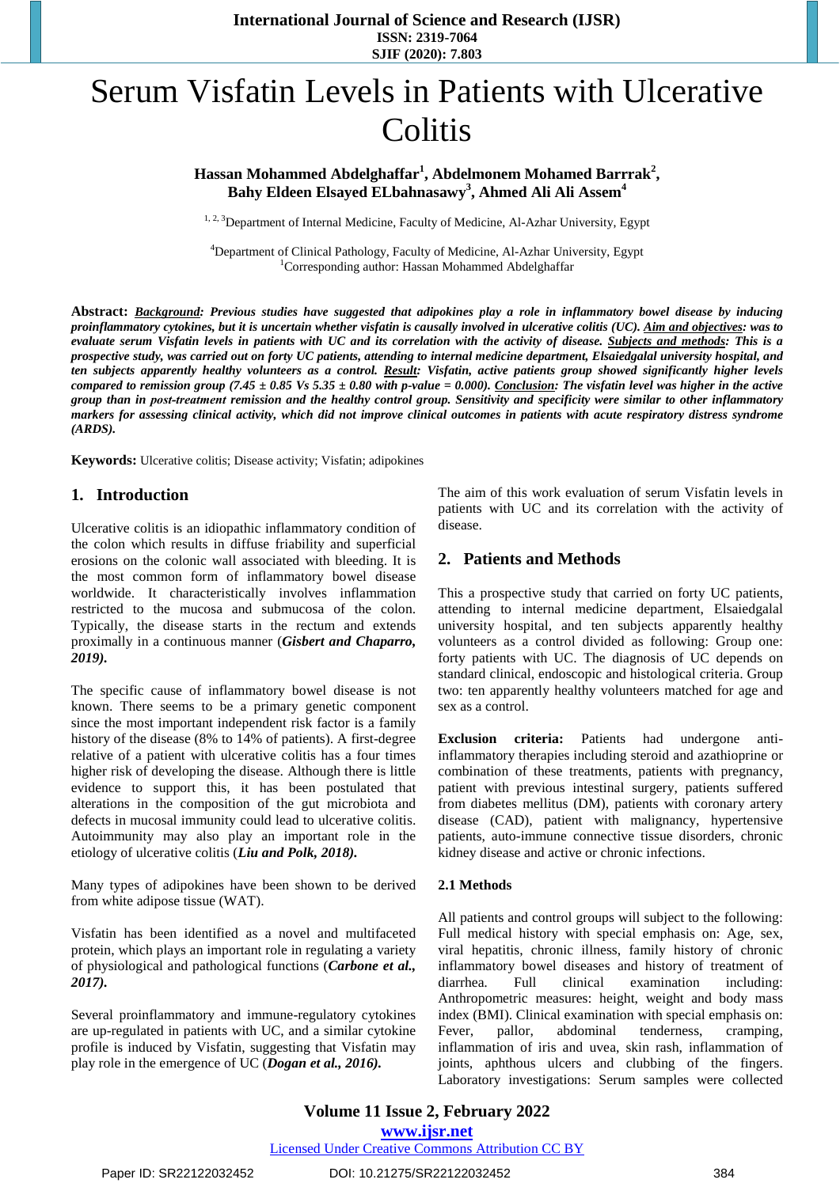# Serum Visfatin Levels in Patients with Ulcerative Colitis

**Hassan Mohammed Abdelghaffar[1], Abdelmonem Mohamed Barrrak[2], Bahy Eldeen Elsayed ELbahnasawy[3], Ahmed Ali Ali Assem[4]**

[1, 2, 3]Department of Internal Medicine, Faculty of Medicine, Al-Azhar University, Egypt

[4]Department of Clinical Pathology, Faculty of Medicine, Al-Azhar University, Egypt

[1]Corresponding author: Hassan Mohammed Abdelghaffar

**Abstract:** ***Background**: Previous studies have suggested that adipokines play a role in inflammatory bowel disease by inducing proinflammatory cytokines, but it is uncertain whether visfatin is causally involved in ulcerative colitis (UC). **Aim and objectives**: was to evaluate serum Visfatin levels in patients with UC and its correlation with the activity of disease. **Subjects and methods**: This is a prospective study, was carried out on forty UC patients, attending to internal medicine department, Elsaiedgalal university hospital, and ten subjects apparently healthy volunteers as a control. **Result**: Visfatin, active patients group showed significantly higher levels compared to remission group (7.45 ± 0.85 Vs 5.35 ± 0.80 with p-value = 0.000). **Conclusion**: The visfatin level was higher in the active group than in post-treatment remission and the healthy control group. Sensitivity and specificity were similar to other inflammatory markers for assessing clinical activity, which did not improve clinical outcomes in patients with acute respiratory distress syndrome (ARDS).*

**Keywords:** Ulcerative colitis; Disease activity; Visfatin; adipokines

## 1. Introduction

Ulcerative colitis is an idiopathic inflammatory condition of the colon which results in diffuse friability and superficial erosions on the colonic wall associated with bleeding. It is the most common form of inflammatory bowel disease worldwide. It characteristically involves inflammation restricted to the mucosa and submucosa of the colon. Typically, the disease starts in the rectum and extends proximally in a continuous manner (***Gisbert and Chaparro, 2019***).

The specific cause of inflammatory bowel disease is not known. There seems to be a primary genetic component since the most important independent risk factor is a family history of the disease (8% to 14% of patients). A first-degree relative of a patient with ulcerative colitis has a four times higher risk of developing the disease. Although there is little evidence to support this, it has been postulated that alterations in the composition of the gut microbiota and defects in mucosal immunity could lead to ulcerative colitis. Autoimmunity may also play an important role in the etiology of ulcerative colitis (***Liu and Polk, 2018***).

Many types of adipokines have been shown to be derived from white adipose tissue (WAT).

Visfatin has been identified as a novel and multifaceted protein, which plays an important role in regulating a variety of physiological and pathological functions (***Carbone et al., 2017***).

Several proinflammatory and immune-regulatory cytokines are up-regulated in patients with UC, and a similar cytokine profile is induced by Visfatin, suggesting that Visfatin may play role in the emergence of UC (***Dogan et al., 2016***).

The aim of this work evaluation of serum Visfatin levels in patients with UC and its correlation with the activity of disease.

## 2. Patients and Methods

This a prospective study that carried on forty UC patients, attending to internal medicine department, Elsaiedgalal university hospital, and ten subjects apparently healthy volunteers as a control divided as following: Group one: forty patients with UC. The diagnosis of UC depends on standard clinical, endoscopic and histological criteria. Group two: ten apparently healthy volunteers matched for age and sex as a control.

**Exclusion criteria:** Patients had undergone anti-inflammatory therapies including steroid and azathioprine or combination of these treatments, patients with pregnancy, patient with previous intestinal surgery, patients suffered from diabetes mellitus (DM), patients with coronary artery disease (CAD), patient with malignancy, hypertensive patients, auto-immune connective tissue disorders, chronic kidney disease and active or chronic infections.

### 2.1 Methods

All patients and control groups will subject to the following: Full medical history with special emphasis on: Age, sex, viral hepatitis, chronic illness, family history of chronic inflammatory bowel diseases and history of treatment of diarrhea. Full clinical examination including: Anthropometric measures: height, weight and body mass index (BMI). Clinical examination with special emphasis on: Fever, pallor, abdominal tenderness, cramping, inflammation of iris and uvea, skin rash, inflammation of joints, aphthous ulcers and clubbing of the fingers. Laboratory investigations: Serum samples were collected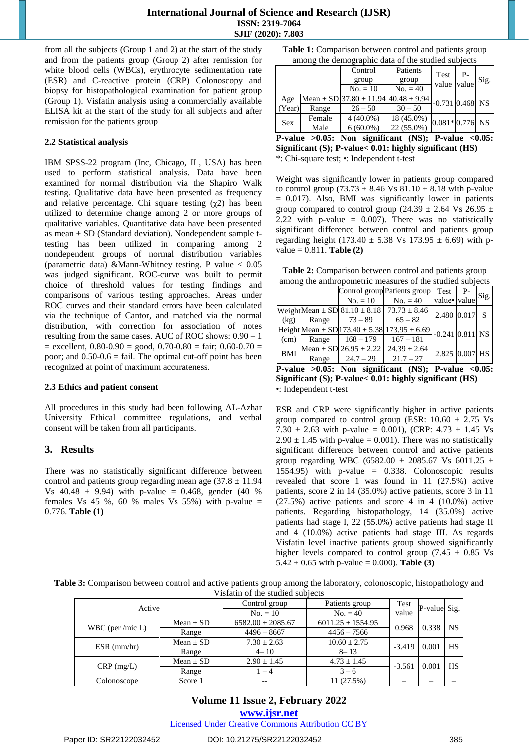from all the subjects (Group 1 and 2) at the start of the study and from the patients group (Group 2) after remission for white blood cells (WBCs), erythrocyte sedimentation rate (ESR) and C-reactive protein (CRP) Colonoscopy and biopsy for histopathological examination for patient group (Group 1). Visfatin analysis using a commercially available ELISA kit at the start of the study for all subjects and after remission for the patients group

### 2.2 Statistical analysis

IBM SPSS-22 program (Inc, Chicago, IL, USA) has been used to perform statistical analysis. Data have been examined for normal distribution via the Shapiro Walk testing. Qualitative data have been presented as frequency and relative percentage. Chi square testing ($\chi 2$) has been utilized to determine change among 2 or more groups of qualitative variables. Quantitative data have been presented as mean ± SD (Standard deviation). Nondependent sample t-testing has been utilized in comparing among 2 nondependent groups of normal distribution variables (parametric data) &Mann-Whitney testing. P value < 0.05 was judged significant. ROC-curve was built to permit choice of threshold values for testing findings and comparisons of various testing approaches. Areas under ROC curves and their standard errors have been calculated via the technique of Cantor, and matched via the normal distribution, with correction for association of notes resulting from the same cases. AUC of ROC shows: 0.90 – 1 = excellent, 0.80-0.90 = good, 0.70-0.80 = fair; 0.60-0.70 = poor; and 0.50-0.6 = fail. The optimal cut-off point has been recognized at point of maximum accurateness.

### 2.3 Ethics and patient consent

All procedures in this study had been following AL-Azhar University Ethical committee regulations, and verbal consent will be taken from all participants.

## 3. Results

There was no statistically significant difference between control and patients group regarding mean age (37.8 ± 11.94 Vs 40.48 ± 9.94) with p-value = 0.468, gender (40 % females Vs 45 %, 60 % males Vs 55%) with p-value = 0.776. **Table (1)**

**Table 1:** Comparison between control and patients group among the demographic data of the studied subjects

| | | Control group | Patients group | Test value | P-value | Sig. |
|---|---|---|---|---|---|---|
| | | No. = 10 | No. = 40 | | | |
| Age (Year) | Mean ± SD | 37.80 ± 11.94 | 40.48 ± 9.94 | -0.731 | 0.468 | NS |
| | Range | 26 – 50 | 30 – 50 | | | |
| Sex | Female | 4 (40.0%) | 18 (45.0%) | 0.081* | 0.776 | NS |
| | Male | 6 (60.0%) | 22 (55.0%) | | | |

**P-value >0.05: Non significant (NS); P-value <0.05: Significant (S); P-value< 0.01: highly significant (HS)**
*: Chi-square test; •: Independent t-test

Weight was significantly lower in patients group compared to control group (73.73 ± 8.46 Vs 81.10 ± 8.18 with p-value = 0.017). Also, BMI was significantly lower in patients group compared to control group (24.39 ± 2.64 Vs 26.95 ± 2.22 with p-value = 0.007). There was no statistically significant difference between control and patients group regarding height (173.40 ± 5.38 Vs 173.95 ± 6.69) with p-value = 0.811. **Table (2)**

**Table 2:** Comparison between control and patients group among the anthropometric measures of the studied subjects

| | | Control group | Patients group | Test value• | P-value | Sig. |
|---|---|---|---|---|---|---|
| | | No. = 10 | No. = 40 | | | |
| Weight (kg) | Mean ± SD | 81.10 ± 8.18 | 73.73 ± 8.46 | 2.480 | 0.017 | S |
| | Range | 73 – 89 | 65 – 82 | | | |
| Height (cm) | Mean ± SD | 173.40 ± 5.38 | 173.95 ± 6.69 | -0.241 | 0.811 | NS |
| | Range | 168 – 179 | 167 – 181 | | | |
| BMI | Mean ± SD | 26.95 ± 2.22 | 24.39 ± 2.64 | 2.825 | 0.007 | HS |
| | Range | 24.7 – 29 | 21.7 – 27 | | | |

**P-value >0.05: Non significant (NS); P-value <0.05: Significant (S); P-value< 0.01: highly significant (HS)**
•: Independent t-test

ESR and CRP were significantly higher in active patients group compared to control group (ESR: 10.60 ± 2.75 Vs 7.30 ± 2.63 with p-value = 0.001), (CRP: 4.73 ± 1.45 Vs 2.90 ± 1.45 with p-value = 0.001). There was no statistically significant difference between control and active patients group regarding WBC (6582.00 ± 2085.67 Vs 6011.25 ± 1554.95) with p-value = 0.338. Colonoscopic results revealed that score 1 was found in 11 (27.5%) active patients, score 2 in 14 (35.0%) active patients, score 3 in 11 (27.5%) active patients and score 4 in 4 (10.0%) active patients. Regarding histopathology, 14 (35.0%) active patients had stage I, 22 (55.0%) active patients had stage II and 4 (10.0%) active patients had stage III. As regards Visfatin level inactive patients group showed significantly higher levels compared to control group (7.45 ± 0.85 Vs 5.42 ± 0.65 with p-value = 0.000). **Table (3)**

**Table 3:** Comparison between control and active patients group among the laboratory, colonoscopic, histopathology and Visfatin of the studied subjects

| Active | | Control group | Patients group | Test value | P-value | Sig. |
|---|---|---|---|---|---|---|
| | | No. = 10 | No. = 40 | | | |
| WBC (per /mic L) | Mean ± SD | 6582.00 ± 2085.67 | 6011.25 ± 1554.95 | 0.968 | 0.338 | NS |
| | Range | 4496 – 8667 | 4456 – 7566 | | | |
| ESR (mm/hr) | Mean ± SD | 7.30 ± 2.63 | 10.60 ± 2.75 | -3.419 | 0.001 | HS |
| | Range | 4– 10 | 8– 13 | | | |
| CRP (mg/L) | Mean ± SD | 2.90 ± 1.45 | 4.73 ± 1.45 | -3.561 | 0.001 | HS |
| | Range | 1 – 4 | 3 – 6 | | | |
| Colonoscope | Score 1 | -- | 11 (27.5%) | – | – | – |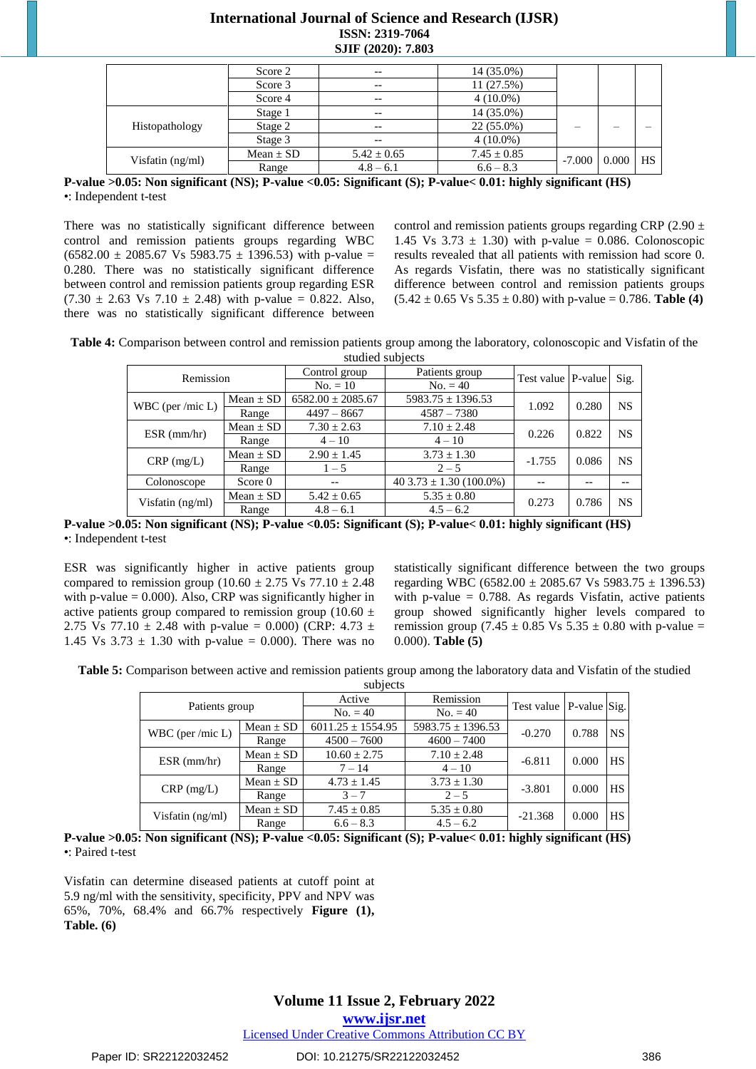| | Score 2 | -- | 14 (35.0%) | | | |
|---|---|---|---|---|---|---|
| | Score 3 | -- | 11 (27.5%) | | | |
| | Score 4 | -- | 4 (10.0%) | | | |
| Histopathology | Stage 1 | -- | 14 (35.0%) | – | – | – |
| | Stage 2 | -- | 22 (55.0%) | | | |
| | Stage 3 | -- | 4 (10.0%) | | | |
| Visfatin (ng/ml) | Mean ± SD | 5.42 ± 0.65 | 7.45 ± 0.85 | -7.000 | 0.000 | HS |
| | Range | 4.8 – 6.1 | 6.6 – 8.3 | | | |

**P-value >0.05: Non significant (NS); P-value <0.05: Significant (S); P-value< 0.01: highly significant (HS)**
•: Independent t-test

There was no statistically significant difference between control and remission patients groups regarding WBC (6582.00 ± 2085.67 Vs 5983.75 ± 1396.53) with p-value = 0.280. There was no statistically significant difference between control and remission patients group regarding ESR (7.30 ± 2.63 Vs 7.10 ± 2.48) with p-value = 0.822. Also, there was no statistically significant difference between control and remission patients groups regarding CRP (2.90 ± 1.45 Vs 3.73 ± 1.30) with p-value = 0.086. Colonoscopic results revealed that all patients with remission had score 0. As regards Visfatin, there was no statistically significant difference between control and remission patients groups (5.42 ± 0.65 Vs 5.35 ± 0.80) with p-value = 0.786. **Table (4)**

**Table 4:** Comparison between control and remission patients group among the laboratory, colonoscopic and Visfatin of the studied subjects

| Remission | | Control group | Patients group | Test value | P-value | Sig. |
|---|---|---|---|---|---|---|
| | | No. = 10 | No. = 40 | | | |
| WBC (per /mic L) | Mean ± SD | 6582.00 ± 2085.67 | 5983.75 ± 1396.53 | 1.092 | 0.280 | NS |
| | Range | 4497 – 8667 | 4587 – 7380 | | | |
| ESR (mm/hr) | Mean ± SD | 7.30 ± 2.63 | 7.10 ± 2.48 | 0.226 | 0.822 | NS |
| | Range | 4 – 10 | 4 – 10 | | | |
| CRP (mg/L) | Mean ± SD | 2.90 ± 1.45 | 3.73 ± 1.30 | -1.755 | 0.086 | NS |
| | Range | 1 – 5 | 2 – 5 | | | |
| Colonoscope | Score 0 | -- | 40 3.73 ± 1.30 (100.0%) | -- | -- | -- |
| Visfatin (ng/ml) | Mean ± SD | 5.42 ± 0.65 | 5.35 ± 0.80 | 0.273 | 0.786 | NS |
| | Range | 4.8 – 6.1 | 4.5 – 6.2 | | | |

**P-value >0.05: Non significant (NS); P-value <0.05: Significant (S); P-value< 0.01: highly significant (HS)**
•: Independent t-test

ESR was significantly higher in active patients group compared to remission group (10.60 ± 2.75 Vs 77.10 ± 2.48 with p-value = 0.000). Also, CRP was significantly higher in active patients group compared to remission group (10.60 ± 2.75 Vs 77.10 ± 2.48 with p-value = 0.000) (CRP: 4.73 ± 1.45 Vs 3.73 ± 1.30 with p-value = 0.000). There was no statistically significant difference between the two groups regarding WBC (6582.00 ± 2085.67 Vs 5983.75 ± 1396.53) with p-value = 0.788. As regards Visfatin, active patients group showed significantly higher levels compared to remission group (7.45 ± 0.85 Vs 5.35 ± 0.80 with p-value = 0.000). **Table (5)**

**Table 5:** Comparison between active and remission patients group among the laboratory data and Visfatin of the studied subjects

| Patients group | | Active | Remission | Test value | P-value | Sig. |
|---|---|---|---|---|---|---|
| | | No. = 40 | No. = 40 | | | |
| WBC (per /mic L) | Mean ± SD | 6011.25 ± 1554.95 | 5983.75 ± 1396.53 | -0.270 | 0.788 | NS |
| | Range | 4500 – 7600 | 4600 – 7400 | | | |
| ESR (mm/hr) | Mean ± SD | 10.60 ± 2.75 | 7.10 ± 2.48 | -6.811 | 0.000 | HS |
| | Range | 7 – 14 | 4 – 10 | | | |
| CRP (mg/L) | Mean ± SD | 4.73 ± 1.45 | 3.73 ± 1.30 | -3.801 | 0.000 | HS |
| | Range | 3 – 7 | 2 – 5 | | | |
| Visfatin (ng/ml) | Mean ± SD | 7.45 ± 0.85 | 5.35 ± 0.80 | -21.368 | 0.000 | HS |
| | Range | 6.6 – 8.3 | 4.5 – 6.2 | | | |

**P-value >0.05: Non significant (NS); P-value <0.05: Significant (S); P-value< 0.01: highly significant (HS)**
•: Paired t-test

Visfatin can determine diseased patients at cutoff point at 5.9 ng/ml with the sensitivity, specificity, PPV and NPV was 65%, 70%, 68.4% and 66.7% respectively **Figure (1), Table. (6)**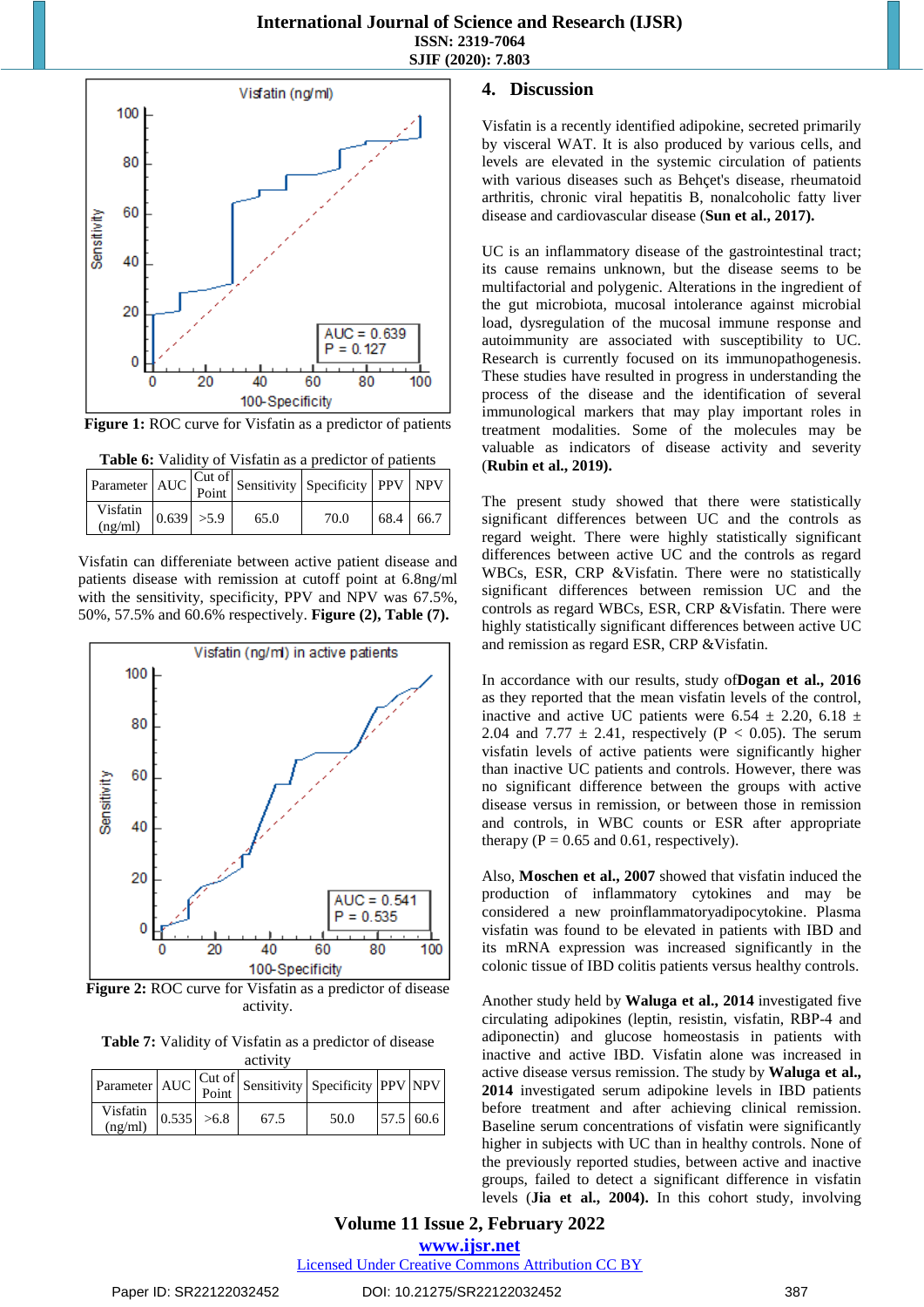**Figure 1:** ROC curve for Visfatin as a predictor of patients

**Table 6:** Validity of Visfatin as a predictor of patients

| Parameter | AUC | Cut of Point | Sensitivity | Specificity | PPV | NPV |
|---|---|---|---|---|---|---|
| Visfatin (ng/ml) | 0.639 | >5.9 | 65.0 | 70.0 | 68.4 | 66.7 |

Visfatin can differeniate between active patient disease and patients disease with remission at cutoff point at 6.8ng/ml with the sensitivity, specificity, PPV and NPV was 67.5%, 50%, 57.5% and 60.6% respectively. **Figure (2), Table (7).**

**Figure 2:** ROC curve for Visfatin as a predictor of disease activity.

**Table 7:** Validity of Visfatin as a predictor of disease activity

| Parameter | AUC | Cut of Point | Sensitivity | Specificity | PPV | NPV |
|---|---|---|---|---|---|---|
| Visfatin (ng/ml) | 0.535 | >6.8 | 67.5 | 50.0 | 57.5 | 60.6 |

## 4. Discussion

Visfatin is a recently identified adipokine, secreted primarily by visceral WAT. It is also produced by various cells, and levels are elevated in the systemic circulation of patients with various diseases such as Behçet's disease, rheumatoid arthritis, chronic viral hepatitis B, nonalcoholic fatty liver disease and cardiovascular disease **(Sun et al., 2017).**

UC is an inflammatory disease of the gastrointestinal tract; its cause remains unknown, but the disease seems to be multifactorial and polygenic. Alterations in the ingredient of the gut microbiota, mucosal intolerance against microbial load, dysregulation of the mucosal immune response and autoimmunity are associated with susceptibility to UC. Research is currently focused on its immunopathogenesis. These studies have resulted in progress in understanding the process of the disease and the identification of several immunological markers that may play important roles in treatment modalities. Some of the molecules may be valuable as indicators of disease activity and severity **(Rubin et al., 2019).**

The present study showed that there were statistically significant differences between UC and the controls as regard weight. There were highly statistically significant differences between active UC and the controls as regard WBCs, ESR, CRP &Visfatin. There were no statistically significant differences between remission UC and the controls as regard WBCs, ESR, CRP &Visfatin. There were highly statistically significant differences between active UC and remission as regard ESR, CRP &Visfatin.

In accordance with our results, study of**Dogan et al., 2016** as they reported that the mean visfatin levels of the control, inactive and active UC patients were 6.54 ± 2.20, 6.18 ± 2.04 and 7.77 ± 2.41, respectively ($P < 0.05$). The serum visfatin levels of active patients were significantly higher than inactive UC patients and controls. However, there was no significant difference between the groups with active disease versus in remission, or between those in remission and controls, in WBC counts or ESR after appropriate therapy ($P = 0.65$ and 0.61, respectively).

Also, **Moschen et al., 2007** showed that visfatin induced the production of inflammatory cytokines and may be considered a new proinflammatoryadipocytokine. Plasma visfatin was found to be elevated in patients with IBD and its mRNA expression was increased significantly in the colonic tissue of IBD colitis patients versus healthy controls.

Another study held by **Waluga et al., 2014** investigated five circulating adipokines (leptin, resistin, visfatin, RBP-4 and adiponectin) and glucose homeostasis in patients with inactive and active IBD. Visfatin alone was increased in active disease versus remission. The study by **Waluga et al., 2014** investigated serum adipokine levels in IBD patients before treatment and after achieving clinical remission. Baseline serum concentrations of visfatin were significantly higher in subjects with UC than in healthy controls. None of the previously reported studies, between active and inactive groups, failed to detect a significant difference in visfatin levels **(Jia et al., 2004).** In this cohort study, involving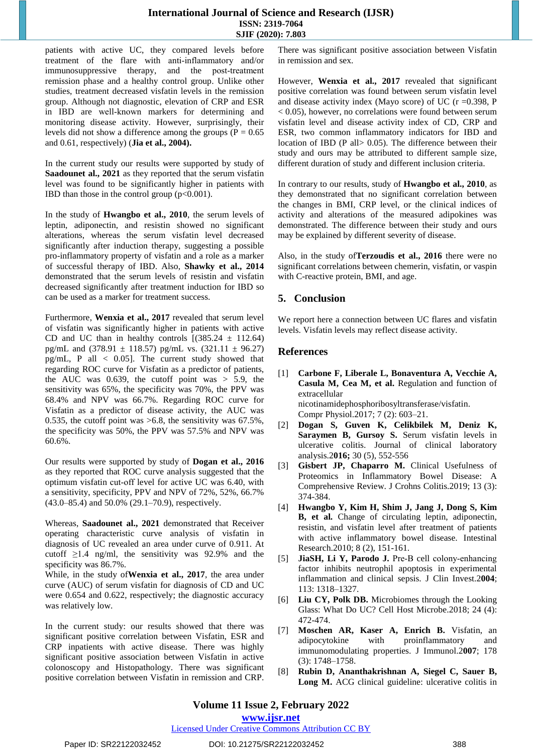patients with active UC, they compared levels before treatment of the flare with anti-inflammatory and/or immunosuppressive therapy, and the post-treatment remission phase and a healthy control group. Unlike other studies, treatment decreased visfatin levels in the remission group. Although not diagnostic, elevation of CRP and ESR in IBD are well-known markers for determining and monitoring disease activity. However, surprisingly, their levels did not show a difference among the groups ($P = 0.65$ and $0.61$, respectively) (**Jia et al., 2004).**

In the current study our results were supported by study of **Saadounet al., 2021** as they reported that the serum visfatin level was found to be significantly higher in patients with IBD than those in the control group ($p<0.001$).

In the study of **Hwangbo et al., 2010**, the serum levels of leptin, adiponectin, and resistin showed no significant alterations, whereas the serum visfatin level decreased significantly after induction therapy, suggesting a possible pro-inflammatory property of visfatin and a role as a marker of successful therapy of IBD. Also, **Shawky et al., 2014** demonstrated that the serum levels of resistin and visfatin decreased significantly after treatment induction for IBD so can be used as a marker for treatment success.

Furthermore, **Wenxia et al., 2017** revealed that serum level of visfatin was significantly higher in patients with active CD and UC than in healthy controls [($385.24 \pm 112.64$) pg/mL and ($378.91 \pm 118.57$) pg/mL vs. ($321.11 \pm 96.27$) pg/mL, P all $< 0.05$]. The current study showed that regarding ROC curve for Visfatin as a predictor of patients, the AUC was 0.639, the cutoff point was $> 5.9$, the sensitivity was 65%, the specificity was 70%, the PPV was 68.4% and NPV was 66.7%. Regarding ROC curve for Visfatin as a predictor of disease activity, the AUC was 0.535, the cutoff point was $>6.8$, the sensitivity was 67.5%, the specificity was 50%, the PPV was 57.5% and NPV was 60.6%.

Our results were supported by study of **Dogan et al., 2016** as they reported that ROC curve analysis suggested that the optimum visfatin cut-off level for active UC was 6.40, with a sensitivity, specificity, PPV and NPV of 72%, 52%, 66.7% (43.0–85.4) and 50.0% (29.1–70.9), respectively.

Whereas, **Saadounet al., 2021** demonstrated that Receiver operating characteristic curve analysis of visfatin in diagnosis of UC revealed an area under curve of 0.911. At cutoff $\geq 1.4$ ng/ml, the sensitivity was 92.9% and the specificity was 86.7%.
While, in the study of**Wenxia et al., 2017**, the area under curve (AUC) of serum visfatin for diagnosis of CD and UC were 0.654 and 0.622, respectively; the diagnostic accuracy was relatively low.

In the current study: our results showed that there was significant positive correlation between Visfatin, ESR and CRP inpatients with active disease. There was highly significant positive association between Visfatin in active colonoscopy and Histopathology. There was significant positive correlation between Visfatin in remission and CRP. There was significant positive association between Visfatin in remission and sex.

However, **Wenxia et al., 2017** revealed that significant positive correlation was found between serum visfatin level and disease activity index (Mayo score) of UC ($r = 0.398$, $P < 0.05$), however, no correlations were found between serum visfatin level and disease activity index of CD, CRP and ESR, two common inflammatory indicators for IBD and location of IBD (P all$> 0.05$). The difference between their study and ours may be attributed to different sample size, different duration of study and different inclusion criteria.

In contrary to our results, study of **Hwangbo et al., 2010**, as they demonstrated that no significant correlation between the changes in BMI, CRP level, or the clinical indices of activity and alterations of the measured adipokines was demonstrated. The difference between their study and ours may be explained by different severity of disease.

Also, in the study of**Terzoudis et al., 2016** there were no significant correlations between chemerin, visfatin, or vaspin with C-reactive protein, BMI, and age.

## 5. Conclusion

We report here a connection between UC flares and visfatin levels. Visfatin levels may reflect disease activity.

## References

[1] **Carbone F, Liberale L, Bonaventura A, Vecchie A, Casula M, Cea M, et al.** Regulation and function of extracellular nicotinamidephosphoribosyltransferase/visfatin. Compr Physiol.2017; 7 (2): 603–21.

[2] **Dogan S, Guven K, Celikbilek M, Deniz K, Saraymen B, Gursoy S.** Serum visfatin levels in ulcerative colitis. Journal of clinical laboratory analysis.2**016;** 30 (5), 552-556

[3] **Gisbert JP, Chaparro M.** Clinical Usefulness of Proteomics in Inflammatory Bowel Disease: A Comprehensive Review. J Crohns Colitis.2019; 13 (3): 374-384.

[4] **Hwangbo Y, Kim H, Shim J, Jang J, Dong S, Kim B, et al.** Change of circulating leptin, adiponectin, resistin, and visfatin level after treatment of patients with active inflammatory bowel disease. Intestinal Research.2010; 8 (2), 151-161.

[5] **JiaSH, Li Y, Parodo J.** Pre-B cell colony-enhancing factor inhibits neutrophil apoptosis in experimental inflammation and clinical sepsis. J Clin Invest.2**004**; 113: 1318–1327.

[6] **Liu CY, Polk DB.** Microbiomes through the Looking Glass: What Do UC? Cell Host Microbe.2018; 24 (4): 472-474.

[7] **Moschen AR, Kaser A, Enrich B.** Visfatin, an adipocytokine with proinflammatory and immunomodulating properties. J Immunol.2**007**; 178 (3): 1748–1758.

[8] **Rubin D, Ananthakrishnan A, Siegel C, Sauer B, Long M.** ACG clinical guideline: ulcerative colitis in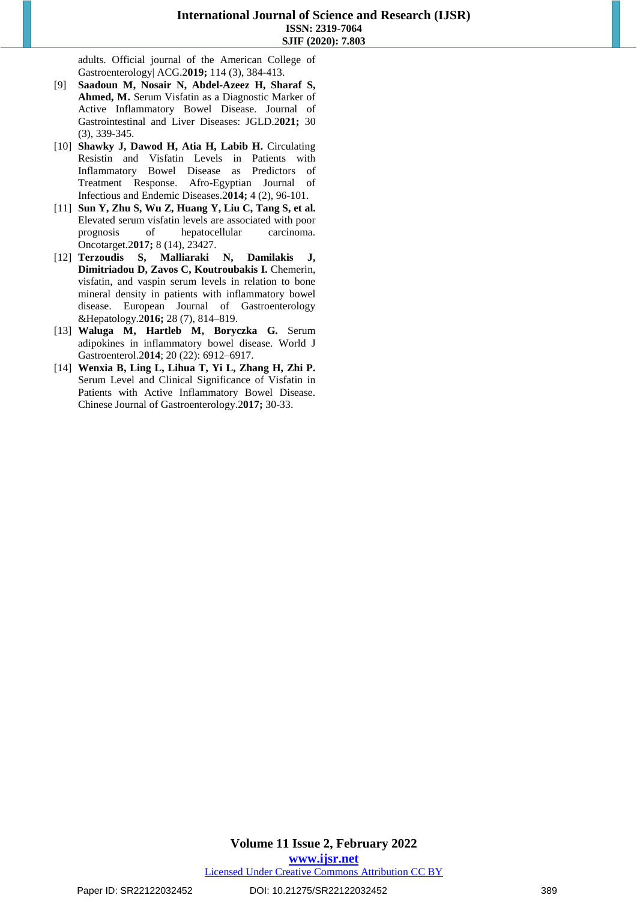adults. Official journal of the American College of Gastroenterology| ACG.2**019;** 114 (3), 384-413.

[9] **Saadoun M, Nosair N, Abdel-Azeez H, Sharaf S, Ahmed, M.** Serum Visfatin as a Diagnostic Marker of Active Inflammatory Bowel Disease. Journal of Gastrointestinal and Liver Diseases: JGLD.2**021;** 30 (3), 339-345.

[10] **Shawky J, Dawod H, Atia H, Labib H.** Circulating Resistin and Visfatin Levels in Patients with Inflammatory Bowel Disease as Predictors of Treatment Response. Afro-Egyptian Journal of Infectious and Endemic Diseases.2**014;** 4 (2), 96-101.

[11] **Sun Y, Zhu S, Wu Z, Huang Y, Liu C, Tang S, et al.** Elevated serum visfatin levels are associated with poor prognosis of hepatocellular carcinoma. Oncotarget.2**017;** 8 (14), 23427.

[12] **Terzoudis S, Malliaraki N, Damilakis J, Dimitriadou D, Zavos C, Koutroubakis I.** Chemerin, visfatin, and vaspin serum levels in relation to bone mineral density in patients with inflammatory bowel disease. European Journal of Gastroenterology &Hepatology.2**016;** 28 (7), 814–819.

[13] **Waluga M, Hartleb M, Boryczka G.** Serum adipokines in inflammatory bowel disease. World J Gastroenterol.2**014**; 20 (22): 6912–6917.

[14] **Wenxia B, Ling L, Lihua T, Yi L, Zhang H, Zhi P.** Serum Level and Clinical Significance of Visfatin in Patients with Active Inflammatory Bowel Disease. Chinese Journal of Gastroenterology.2**017;** 30-33.